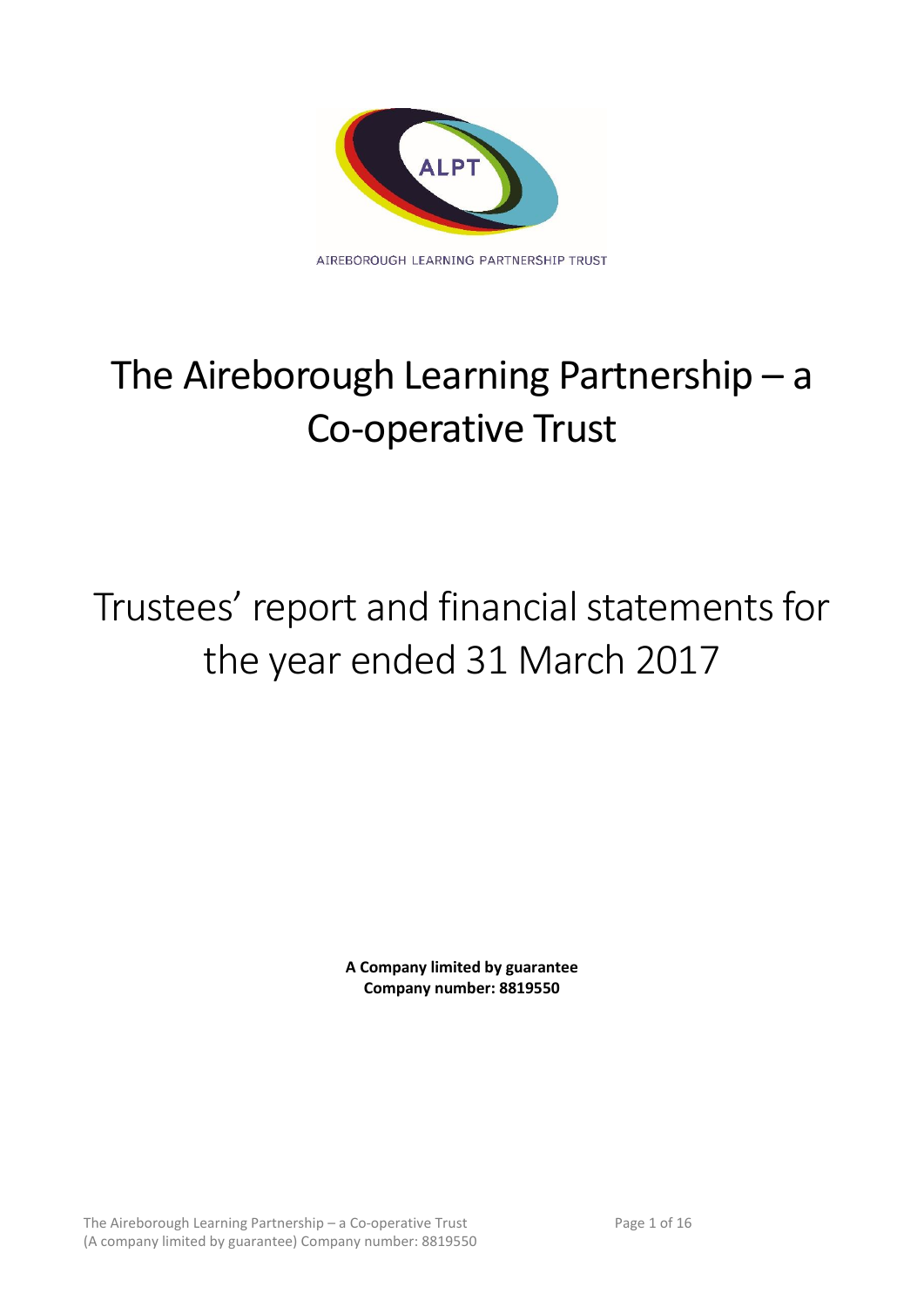AIREBOROUGH LEARNING PARTNERSHIP TRUST

# The Aireborough Learning Partnership – a Co-operative Trust

# Trustees' report and financial statements for the year ended 31 March 2017

**A Company limited by guarantee**
**Company number: 8819550**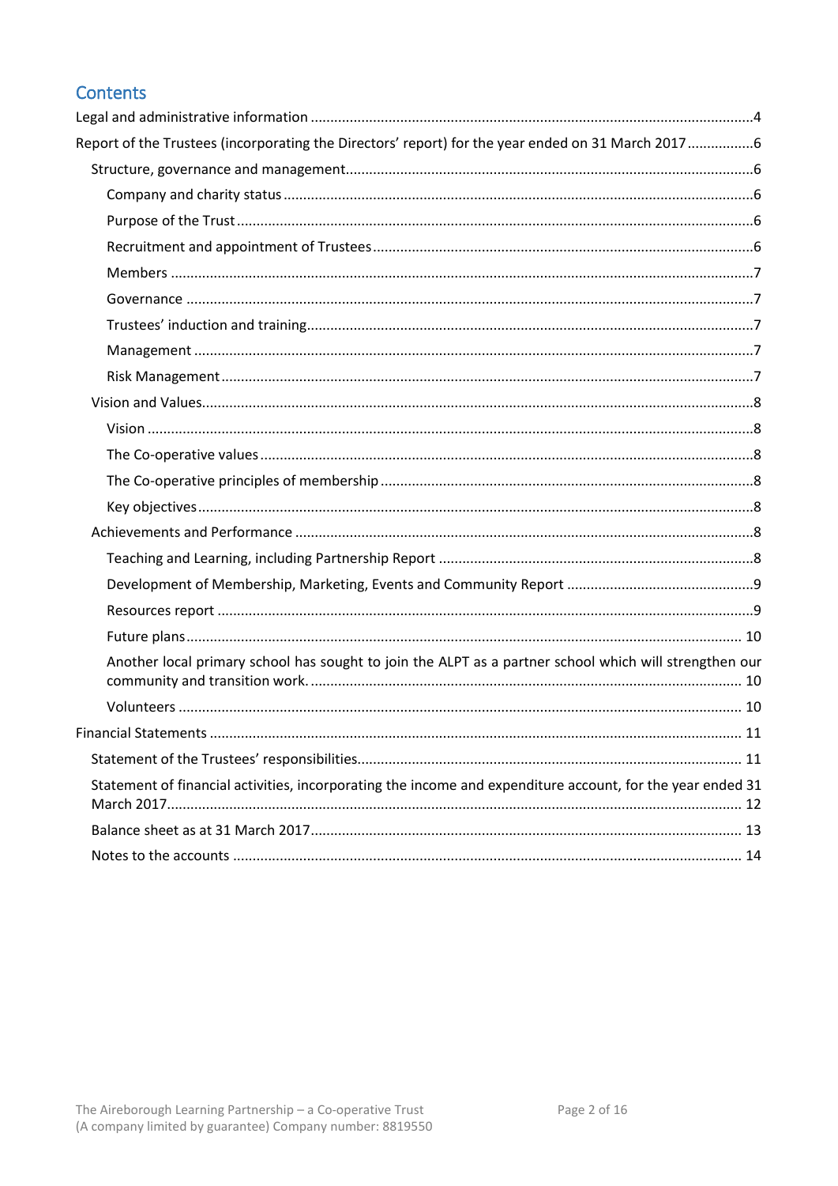## Contents

- Legal and administrative information ... 4
- Report of the Trustees (incorporating the Directors' report) for the year ended on 31 March 2017 ... 6
  - Structure, governance and management ... 6
    - Company and charity status ... 6
    - Purpose of the Trust ... 6
    - Recruitment and appointment of Trustees ... 6
    - Members ... 7
    - Governance ... 7
    - Trustees' induction and training ... 7
    - Management ... 7
    - Risk Management ... 7
  - Vision and Values ... 8
    - Vision ... 8
    - The Co-operative values ... 8
    - The Co-operative principles of membership ... 8
    - Key objectives ... 8
  - Achievements and Performance ... 8
    - Teaching and Learning, including Partnership Report ... 8
    - Development of Membership, Marketing, Events and Community Report ... 9
    - Resources report ... 9
    - Future plans ... 10
    - Another local primary school has sought to join the ALPT as a partner school which will strengthen our community and transition work. ... 10
    - Volunteers ... 10
- Financial Statements ... 11
  - Statement of the Trustees' responsibilities ... 11
  - Statement of financial activities, incorporating the income and expenditure account, for the year ended 31 March 2017 ... 12
  - Balance sheet as at 31 March 2017 ... 13
  - Notes to the accounts ... 14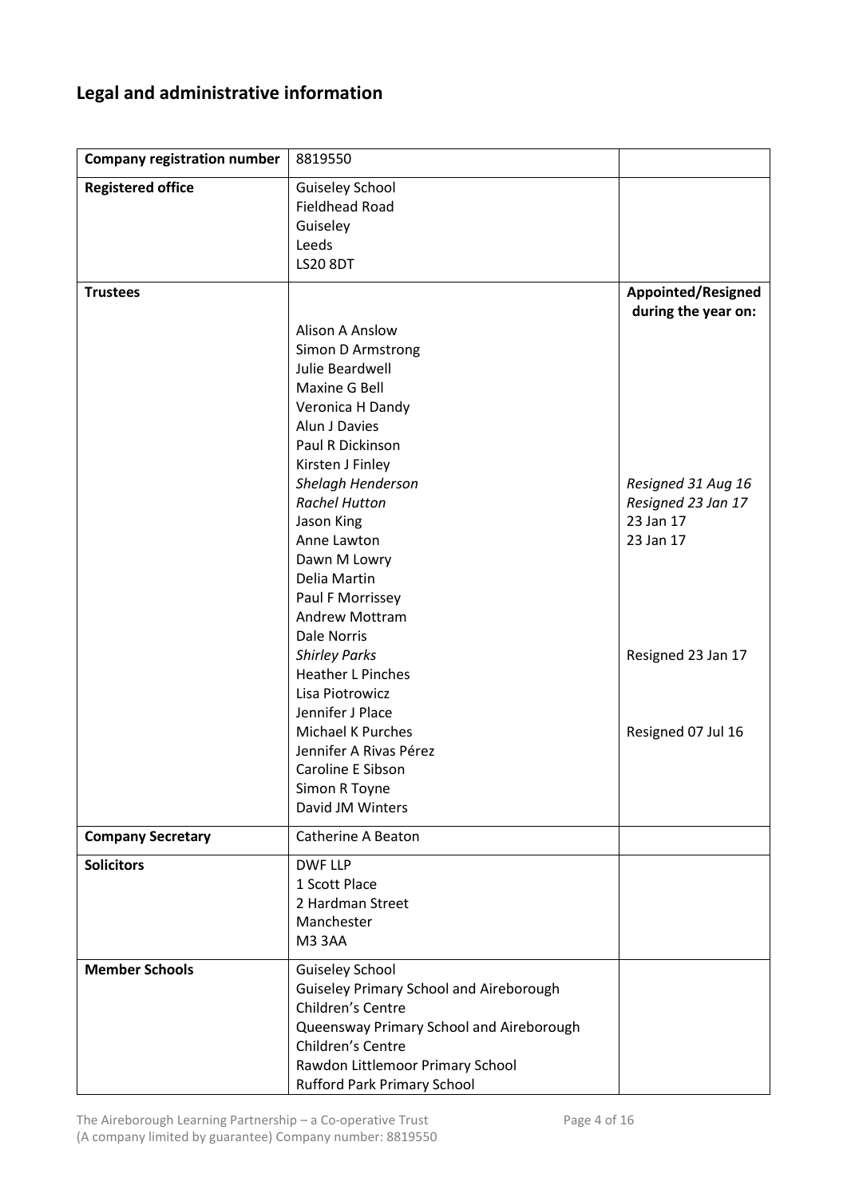## Legal and administrative information

| | | |
|---|---|---|
| **Company registration number** | 8819550 | |
| **Registered office** | Guiseley School<br>Fieldhead Road<br>Guiseley<br>Leeds<br>LS20 8DT | |
| **Trustees** | | **Appointed/Resigned during the year on:** |
| | Alison A Anslow | |
| | Simon D Armstrong | |
| | Julie Beardwell | |
| | Maxine G Bell | |
| | Veronica H Dandy | |
| | Alun J Davies | |
| | Paul R Dickinson | |
| | Kirsten J Finley | |
| | *Shelagh Henderson* | *Resigned 31 Aug 16* |
| | *Rachel Hutton* | *Resigned 23 Jan 17* |
| | Jason King | 23 Jan 17 |
| | Anne Lawton | 23 Jan 17 |
| | Dawn M Lowry | |
| | Delia Martin | |
| | Paul F Morrissey | |
| | Andrew Mottram | |
| | Dale Norris | |
| | *Shirley Parks* | Resigned 23 Jan 17 |
| | Heather L Pinches | |
| | Lisa Piotrowicz | |
| | Jennifer J Place | |
| | Michael K Purches | Resigned 07 Jul 16 |
| | Jennifer A Rivas Pérez | |
| | Caroline E Sibson | |
| | Simon R Toyne | |
| | David JM Winters | |
| **Company Secretary** | Catherine A Beaton | |
| **Solicitors** | DWF LLP<br>1 Scott Place<br>2 Hardman Street<br>Manchester<br>M3 3AA | |
| **Member Schools** | Guiseley School<br>Guiseley Primary School and Aireborough Children's Centre<br>Queensway Primary School and Aireborough Children's Centre<br>Rawdon Littlemoor Primary School<br>Rufford Park Primary School | |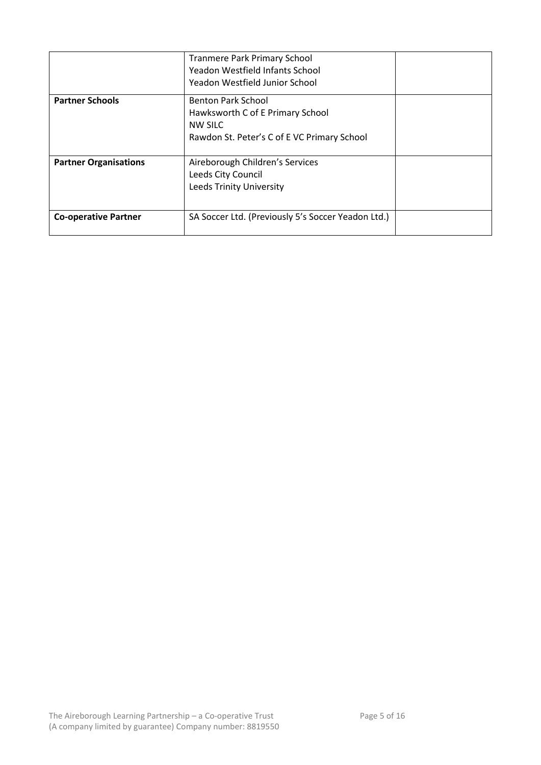| | | |
|---|---|---|
| | Tranmere Park Primary School<br>Yeadon Westfield Infants School<br>Yeadon Westfield Junior School | |
| **Partner Schools** | Benton Park School<br>Hawksworth C of E Primary School<br>NW SILC<br>Rawdon St. Peter's C of E VC Primary School | |
| **Partner Organisations** | Aireborough Children's Services<br>Leeds City Council<br>Leeds Trinity University | |
| **Co-operative Partner** | SA Soccer Ltd. (Previously 5's Soccer Yeadon Ltd.) | |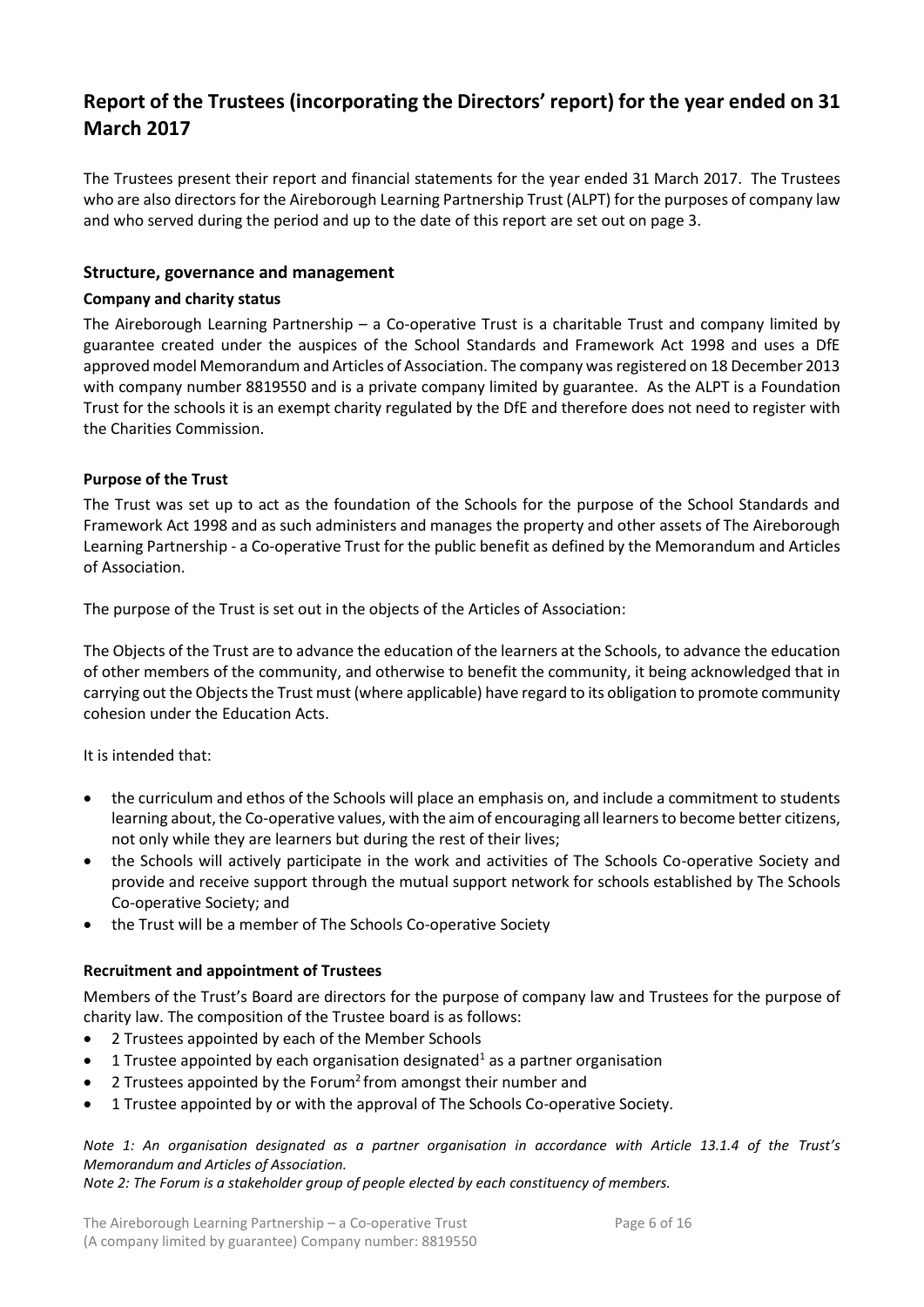# Report of the Trustees (incorporating the Directors' report) for the year ended on 31 March 2017

The Trustees present their report and financial statements for the year ended 31 March 2017. The Trustees who are also directors for the Aireborough Learning Partnership Trust (ALPT) for the purposes of company law and who served during the period and up to the date of this report are set out on page 3.

## Structure, governance and management

### Company and charity status

The Aireborough Learning Partnership – a Co-operative Trust is a charitable Trust and company limited by guarantee created under the auspices of the School Standards and Framework Act 1998 and uses a DfE approved model Memorandum and Articles of Association. The company was registered on 18 December 2013 with company number 8819550 and is a private company limited by guarantee. As the ALPT is a Foundation Trust for the schools it is an exempt charity regulated by the DfE and therefore does not need to register with the Charities Commission.

### Purpose of the Trust

The Trust was set up to act as the foundation of the Schools for the purpose of the School Standards and Framework Act 1998 and as such administers and manages the property and other assets of The Aireborough Learning Partnership - a Co-operative Trust for the public benefit as defined by the Memorandum and Articles of Association.

The purpose of the Trust is set out in the objects of the Articles of Association:

The Objects of the Trust are to advance the education of the learners at the Schools, to advance the education of other members of the community, and otherwise to benefit the community, it being acknowledged that in carrying out the Objects the Trust must (where applicable) have regard to its obligation to promote community cohesion under the Education Acts.

It is intended that:

- the curriculum and ethos of the Schools will place an emphasis on, and include a commitment to students learning about, the Co-operative values, with the aim of encouraging all learners to become better citizens, not only while they are learners but during the rest of their lives;
- the Schools will actively participate in the work and activities of The Schools Co-operative Society and provide and receive support through the mutual support network for schools established by The Schools Co-operative Society; and
- the Trust will be a member of The Schools Co-operative Society

### Recruitment and appointment of Trustees

Members of the Trust's Board are directors for the purpose of company law and Trustees for the purpose of charity law. The composition of the Trustee board is as follows:

- 2 Trustees appointed by each of the Member Schools
- 1 Trustee appointed by each organisation designated[1] as a partner organisation
- 2 Trustees appointed by the Forum[2] from amongst their number and
- 1 Trustee appointed by or with the approval of The Schools Co-operative Society.

*Note 1: An organisation designated as a partner organisation in accordance with Article 13.1.4 of the Trust's Memorandum and Articles of Association.*

*Note 2: The Forum is a stakeholder group of people elected by each constituency of members.*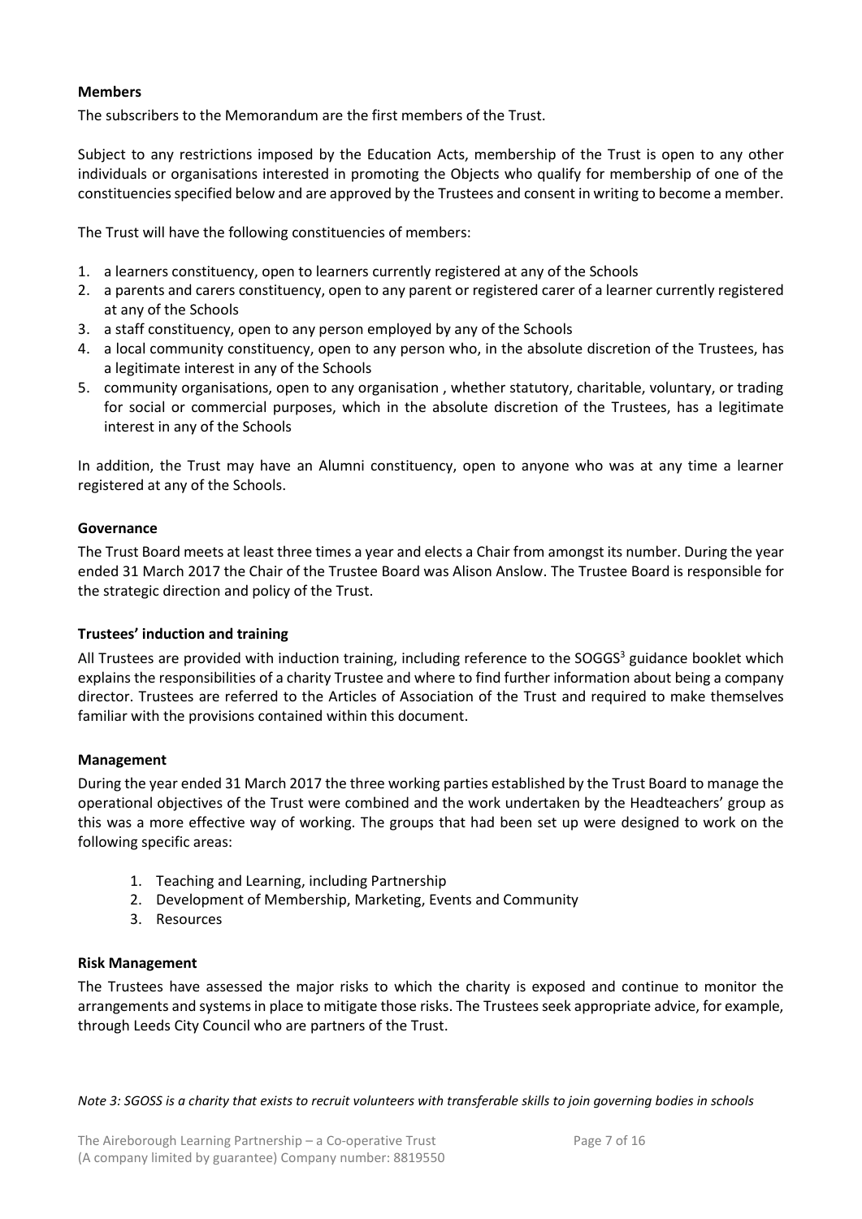**Members**

The subscribers to the Memorandum are the first members of the Trust.

Subject to any restrictions imposed by the Education Acts, membership of the Trust is open to any other individuals or organisations interested in promoting the Objects who qualify for membership of one of the constituencies specified below and are approved by the Trustees and consent in writing to become a member.

The Trust will have the following constituencies of members:

1. a learners constituency, open to learners currently registered at any of the Schools
2. a parents and carers constituency, open to any parent or registered carer of a learner currently registered at any of the Schools
3. a staff constituency, open to any person employed by any of the Schools
4. a local community constituency, open to any person who, in the absolute discretion of the Trustees, has a legitimate interest in any of the Schools
5. community organisations, open to any organisation , whether statutory, charitable, voluntary, or trading for social or commercial purposes, which in the absolute discretion of the Trustees, has a legitimate interest in any of the Schools

In addition, the Trust may have an Alumni constituency, open to anyone who was at any time a learner registered at any of the Schools.

**Governance**

The Trust Board meets at least three times a year and elects a Chair from amongst its number. During the year ended 31 March 2017 the Chair of the Trustee Board was Alison Anslow. The Trustee Board is responsible for the strategic direction and policy of the Trust.

**Trustees' induction and training**

All Trustees are provided with induction training, including reference to the SOGGS[3] guidance booklet which explains the responsibilities of a charity Trustee and where to find further information about being a company director. Trustees are referred to the Articles of Association of the Trust and required to make themselves familiar with the provisions contained within this document.

**Management**

During the year ended 31 March 2017 the three working parties established by the Trust Board to manage the operational objectives of the Trust were combined and the work undertaken by the Headteachers' group as this was a more effective way of working. The groups that had been set up were designed to work on the following specific areas:

1. Teaching and Learning, including Partnership
2. Development of Membership, Marketing, Events and Community
3. Resources

**Risk Management**

The Trustees have assessed the major risks to which the charity is exposed and continue to monitor the arrangements and systems in place to mitigate those risks. The Trustees seek appropriate advice, for example, through Leeds City Council who are partners of the Trust.

*Note 3: SGOSS is a charity that exists to recruit volunteers with transferable skills to join governing bodies in schools*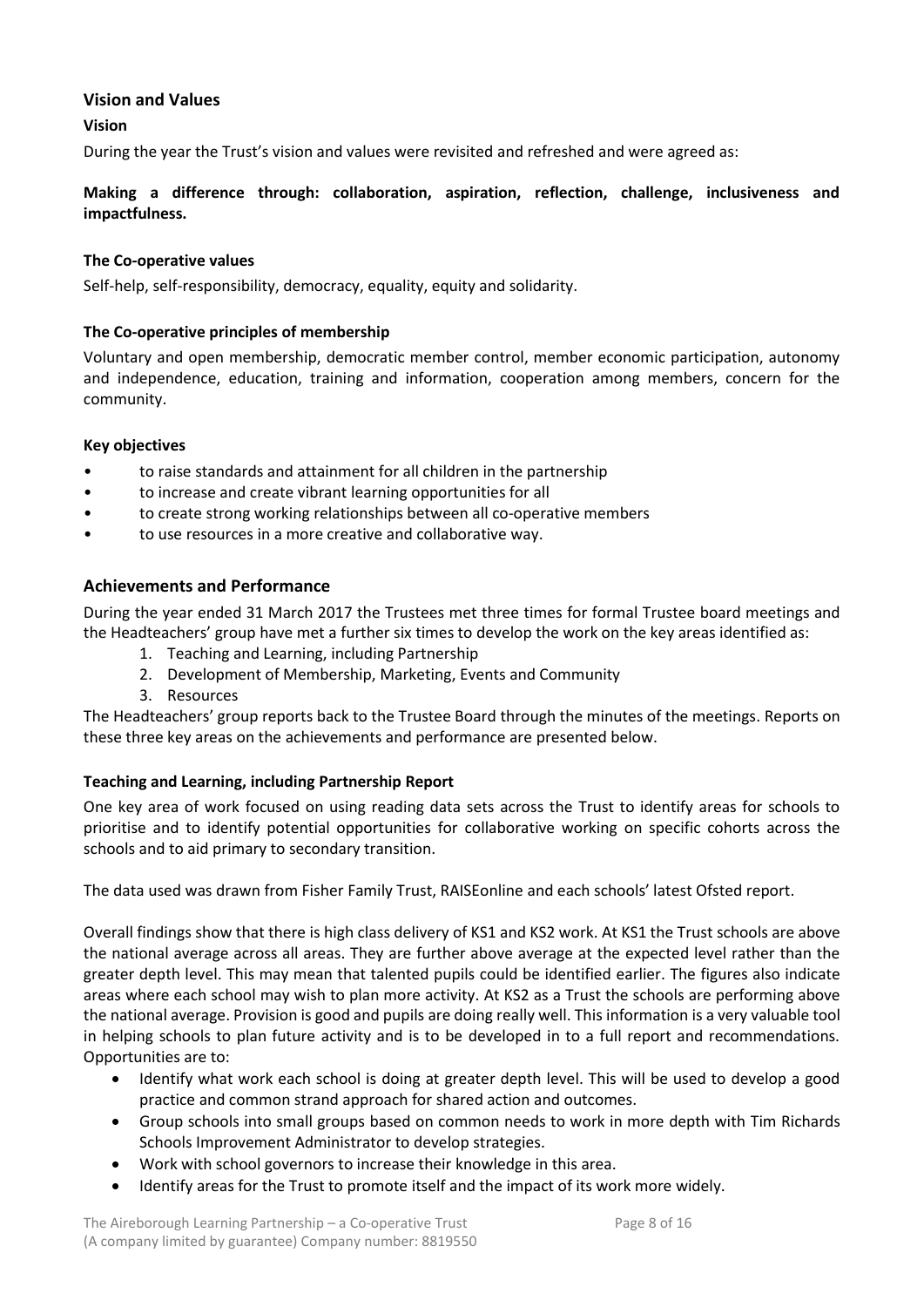## Vision and Values

### Vision

During the year the Trust's vision and values were revisited and refreshed and were agreed as:

**Making a difference through: collaboration, aspiration, reflection, challenge, inclusiveness and impactfulness.**

### The Co-operative values

Self-help, self-responsibility, democracy, equality, equity and solidarity.

### The Co-operative principles of membership

Voluntary and open membership, democratic member control, member economic participation, autonomy and independence, education, training and information, cooperation among members, concern for the community.

### Key objectives

- to raise standards and attainment for all children in the partnership
- to increase and create vibrant learning opportunities for all
- to create strong working relationships between all co-operative members
- to use resources in a more creative and collaborative way.

## Achievements and Performance

During the year ended 31 March 2017 the Trustees met three times for formal Trustee board meetings and the Headteachers' group have met a further six times to develop the work on the key areas identified as:

1. Teaching and Learning, including Partnership
2. Development of Membership, Marketing, Events and Community
3. Resources

The Headteachers' group reports back to the Trustee Board through the minutes of the meetings. Reports on these three key areas on the achievements and performance are presented below.

### Teaching and Learning, including Partnership Report

One key area of work focused on using reading data sets across the Trust to identify areas for schools to prioritise and to identify potential opportunities for collaborative working on specific cohorts across the schools and to aid primary to secondary transition.

The data used was drawn from Fisher Family Trust, RAISEonline and each schools' latest Ofsted report.

Overall findings show that there is high class delivery of KS1 and KS2 work. At KS1 the Trust schools are above the national average across all areas. They are further above average at the expected level rather than the greater depth level. This may mean that talented pupils could be identified earlier. The figures also indicate areas where each school may wish to plan more activity. At KS2 as a Trust the schools are performing above the national average. Provision is good and pupils are doing really well. This information is a very valuable tool in helping schools to plan future activity and is to be developed in to a full report and recommendations. Opportunities are to:

- Identify what work each school is doing at greater depth level. This will be used to develop a good practice and common strand approach for shared action and outcomes.
- Group schools into small groups based on common needs to work in more depth with Tim Richards Schools Improvement Administrator to develop strategies.
- Work with school governors to increase their knowledge in this area.
- Identify areas for the Trust to promote itself and the impact of its work more widely.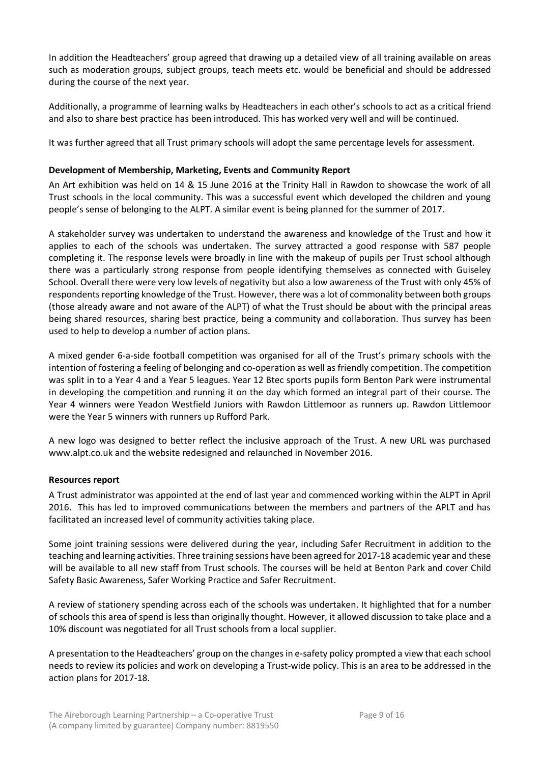In addition the Headteachers' group agreed that drawing up a detailed view of all training available on areas such as moderation groups, subject groups, teach meets etc. would be beneficial and should be addressed during the course of the next year.

Additionally, a programme of learning walks by Headteachers in each other's schools to act as a critical friend and also to share best practice has been introduced. This has worked very well and will be continued.

It was further agreed that all Trust primary schools will adopt the same percentage levels for assessment.

**Development of Membership, Marketing, Events and Community Report**

An Art exhibition was held on 14 & 15 June 2016 at the Trinity Hall in Rawdon to showcase the work of all Trust schools in the local community. This was a successful event which developed the children and young people's sense of belonging to the ALPT. A similar event is being planned for the summer of 2017.

A stakeholder survey was undertaken to understand the awareness and knowledge of the Trust and how it applies to each of the schools was undertaken. The survey attracted a good response with 587 people completing it. The response levels were broadly in line with the makeup of pupils per Trust school although there was a particularly strong response from people identifying themselves as connected with Guiseley School. Overall there were very low levels of negativity but also a low awareness of the Trust with only 45% of respondents reporting knowledge of the Trust. However, there was a lot of commonality between both groups (those already aware and not aware of the ALPT) of what the Trust should be about with the principal areas being shared resources, sharing best practice, being a community and collaboration. Thus survey has been used to help to develop a number of action plans.

A mixed gender 6-a-side football competition was organised for all of the Trust's primary schools with the intention of fostering a feeling of belonging and co-operation as well as friendly competition. The competition was split in to a Year 4 and a Year 5 leagues. Year 12 Btec sports pupils form Benton Park were instrumental in developing the competition and running it on the day which formed an integral part of their course. The Year 4 winners were Yeadon Westfield Juniors with Rawdon Littlemoor as runners up. Rawdon Littlemoor were the Year 5 winners with runners up Rufford Park.

A new logo was designed to better reflect the inclusive approach of the Trust. A new URL was purchased www.alpt.co.uk and the website redesigned and relaunched in November 2016.

**Resources report**

A Trust administrator was appointed at the end of last year and commenced working within the ALPT in April 2016. This has led to improved communications between the members and partners of the APLT and has facilitated an increased level of community activities taking place.

Some joint training sessions were delivered during the year, including Safer Recruitment in addition to the teaching and learning activities. Three training sessions have been agreed for 2017-18 academic year and these will be available to all new staff from Trust schools. The courses will be held at Benton Park and cover Child Safety Basic Awareness, Safer Working Practice and Safer Recruitment.

A review of stationery spending across each of the schools was undertaken. It highlighted that for a number of schools this area of spend is less than originally thought. However, it allowed discussion to take place and a 10% discount was negotiated for all Trust schools from a local supplier.

A presentation to the Headteachers' group on the changes in e-safety policy prompted a view that each school needs to review its policies and work on developing a Trust-wide policy. This is an area to be addressed in the action plans for 2017-18.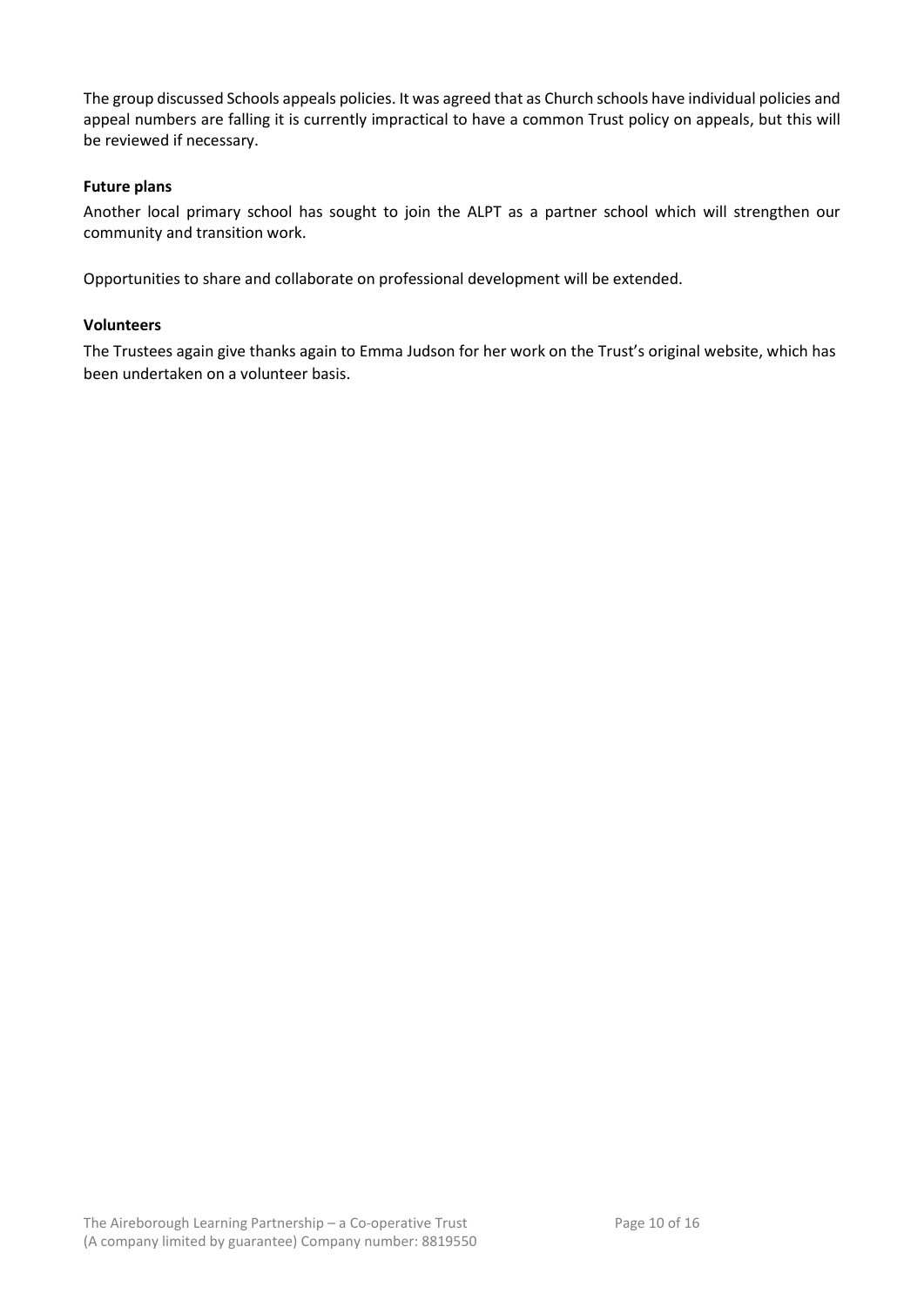The group discussed Schools appeals policies. It was agreed that as Church schools have individual policies and appeal numbers are falling it is currently impractical to have a common Trust policy on appeals, but this will be reviewed if necessary.

**Future plans**

Another local primary school has sought to join the ALPT as a partner school which will strengthen our community and transition work.

Opportunities to share and collaborate on professional development will be extended.

**Volunteers**

The Trustees again give thanks again to Emma Judson for her work on the Trust's original website, which has been undertaken on a volunteer basis.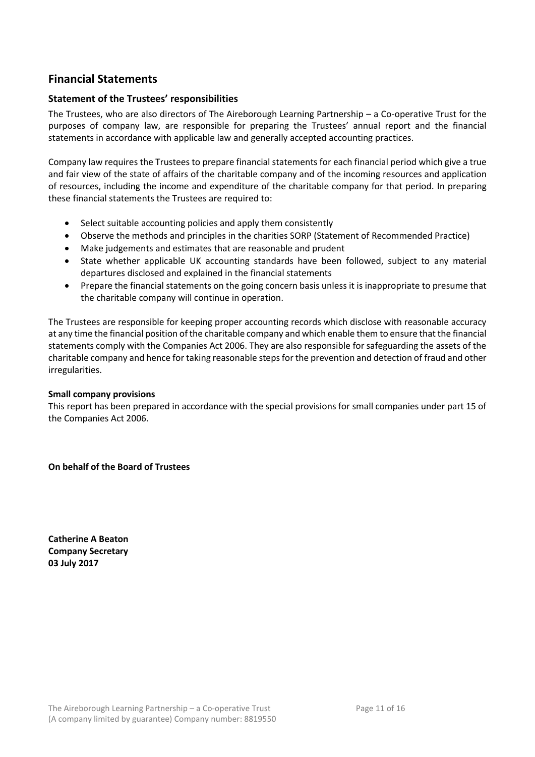## Financial Statements

### Statement of the Trustees' responsibilities

The Trustees, who are also directors of The Aireborough Learning Partnership – a Co-operative Trust for the purposes of company law, are responsible for preparing the Trustees' annual report and the financial statements in accordance with applicable law and generally accepted accounting practices.

Company law requires the Trustees to prepare financial statements for each financial period which give a true and fair view of the state of affairs of the charitable company and of the incoming resources and application of resources, including the income and expenditure of the charitable company for that period. In preparing these financial statements the Trustees are required to:

- Select suitable accounting policies and apply them consistently
- Observe the methods and principles in the charities SORP (Statement of Recommended Practice)
- Make judgements and estimates that are reasonable and prudent
- State whether applicable UK accounting standards have been followed, subject to any material departures disclosed and explained in the financial statements
- Prepare the financial statements on the going concern basis unless it is inappropriate to presume that the charitable company will continue in operation.

The Trustees are responsible for keeping proper accounting records which disclose with reasonable accuracy at any time the financial position of the charitable company and which enable them to ensure that the financial statements comply with the Companies Act 2006. They are also responsible for safeguarding the assets of the charitable company and hence for taking reasonable steps for the prevention and detection of fraud and other irregularities.

**Small company provisions**

This report has been prepared in accordance with the special provisions for small companies under part 15 of the Companies Act 2006.

**On behalf of the Board of Trustees**

**Catherine A Beaton**
**Company Secretary**
**03 July 2017**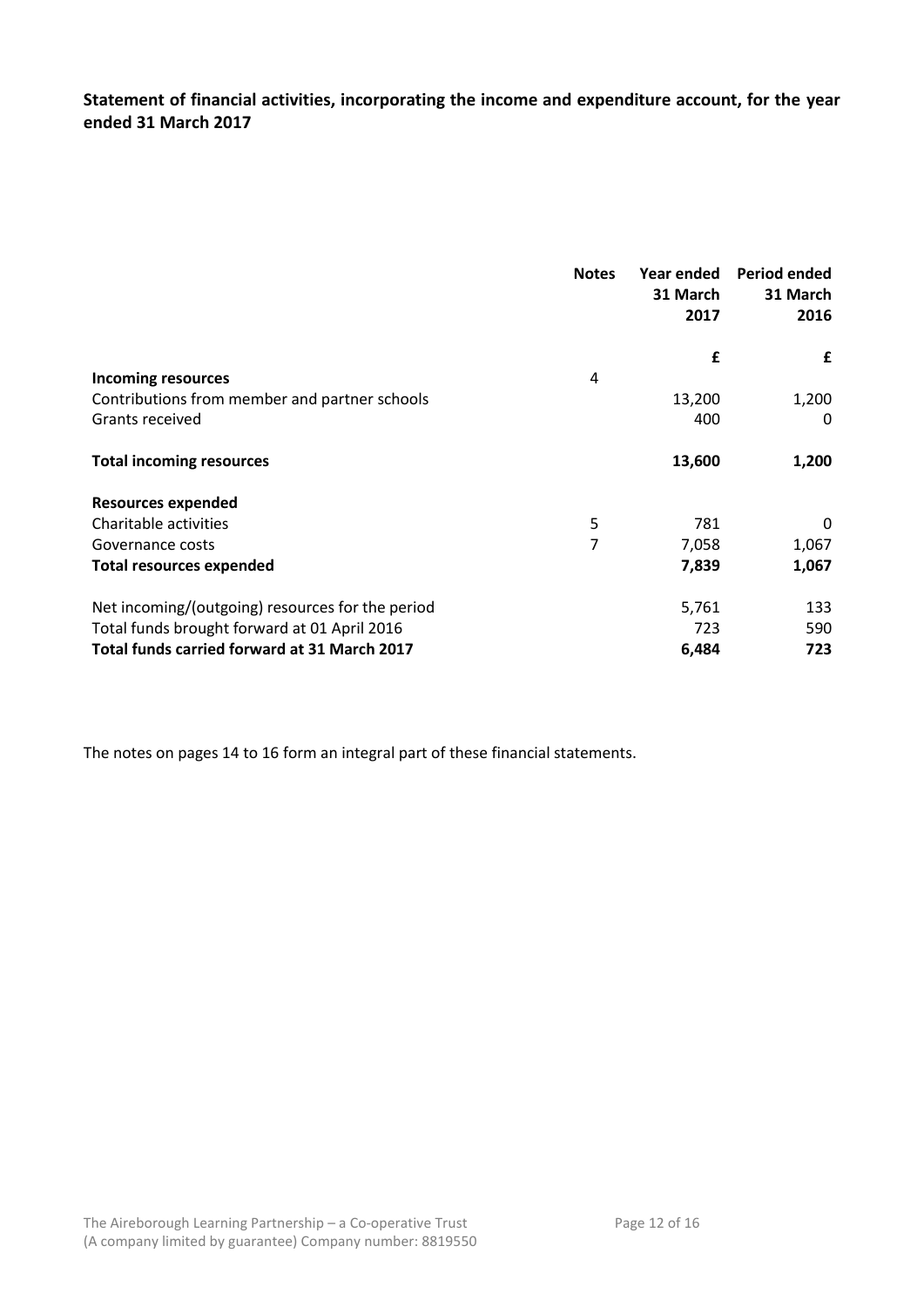**Statement of financial activities, incorporating the income and expenditure account, for the year ended 31 March 2017**

| | Notes | Year ended 31 March 2017 | Period ended 31 March 2016 |
|---|---|---|---|
| | | £ | £ |
| **Incoming resources** | 4 | | |
| Contributions from member and partner schools | | 13,200 | 1,200 |
| Grants received | | 400 | 0 |
| **Total incoming resources** | | **13,600** | **1,200** |
| **Resources expended** | | | |
| Charitable activities | 5 | 781 | 0 |
| Governance costs | 7 | 7,058 | 1,067 |
| **Total resources expended** | | **7,839** | **1,067** |
| Net incoming/(outgoing) resources for the period | | 5,761 | 133 |
| Total funds brought forward at 01 April 2016 | | 723 | 590 |
| **Total funds carried forward at 31 March 2017** | | **6,484** | **723** |

The notes on pages 14 to 16 form an integral part of these financial statements.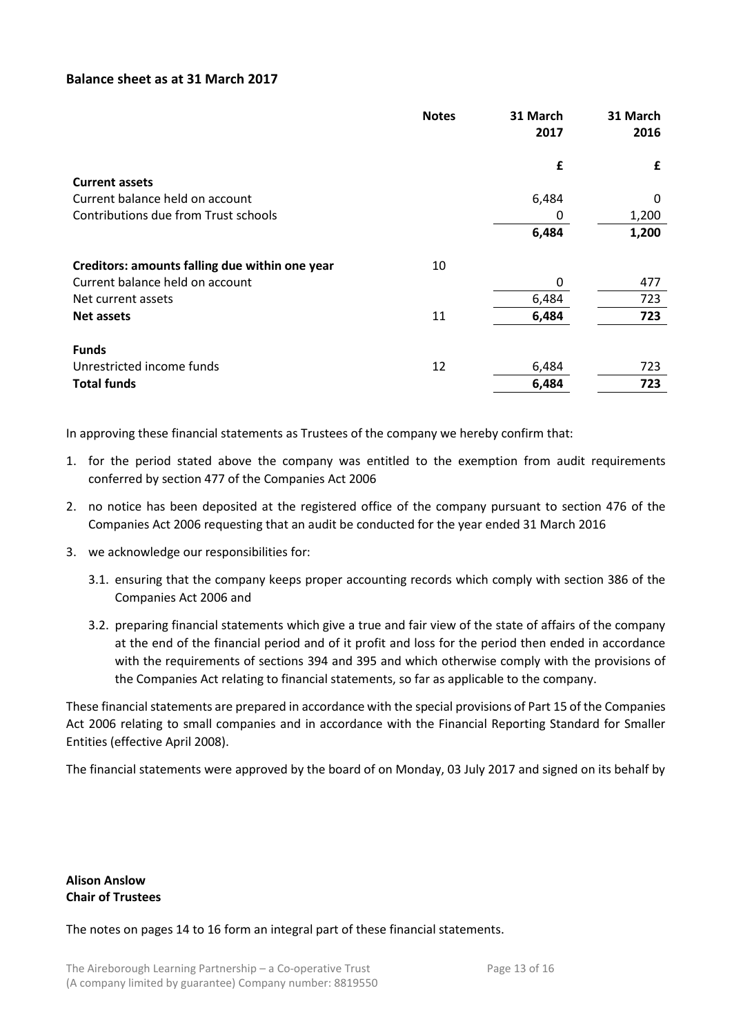## Balance sheet as at 31 March 2017

| | Notes | 31 March 2017 | 31 March 2016 |
|---|---|---|---|
| | | £ | £ |
| **Current assets** | | | |
| Current balance held on account | | 6,484 | 0 |
| Contributions due from Trust schools | | 0 | 1,200 |
| | | **6,484** | **1,200** |
| **Creditors: amounts falling due within one year** | 10 | | |
| Current balance held on account | | 0 | 477 |
| Net current assets | | 6,484 | 723 |
| **Net assets** | 11 | **6,484** | **723** |
| **Funds** | | | |
| Unrestricted income funds | 12 | 6,484 | 723 |
| **Total funds** | | **6,484** | **723** |

In approving these financial statements as Trustees of the company we hereby confirm that:

1. for the period stated above the company was entitled to the exemption from audit requirements conferred by section 477 of the Companies Act 2006
2. no notice has been deposited at the registered office of the company pursuant to section 476 of the Companies Act 2006 requesting that an audit be conducted for the year ended 31 March 2016
3. we acknowledge our responsibilities for:
   - 3.1. ensuring that the company keeps proper accounting records which comply with section 386 of the Companies Act 2006 and
   - 3.2. preparing financial statements which give a true and fair view of the state of affairs of the company at the end of the financial period and of it profit and loss for the period then ended in accordance with the requirements of sections 394 and 395 and which otherwise comply with the provisions of the Companies Act relating to financial statements, so far as applicable to the company.

These financial statements are prepared in accordance with the special provisions of Part 15 of the Companies Act 2006 relating to small companies and in accordance with the Financial Reporting Standard for Smaller Entities (effective April 2008).

The financial statements were approved by the board of on Monday, 03 July 2017 and signed on its behalf by

**Alison Anslow**
**Chair of Trustees**

The notes on pages 14 to 16 form an integral part of these financial statements.

The Aireborough Learning Partnership – a Co-operative Trust
(A company limited by guarantee) Company number: 8819550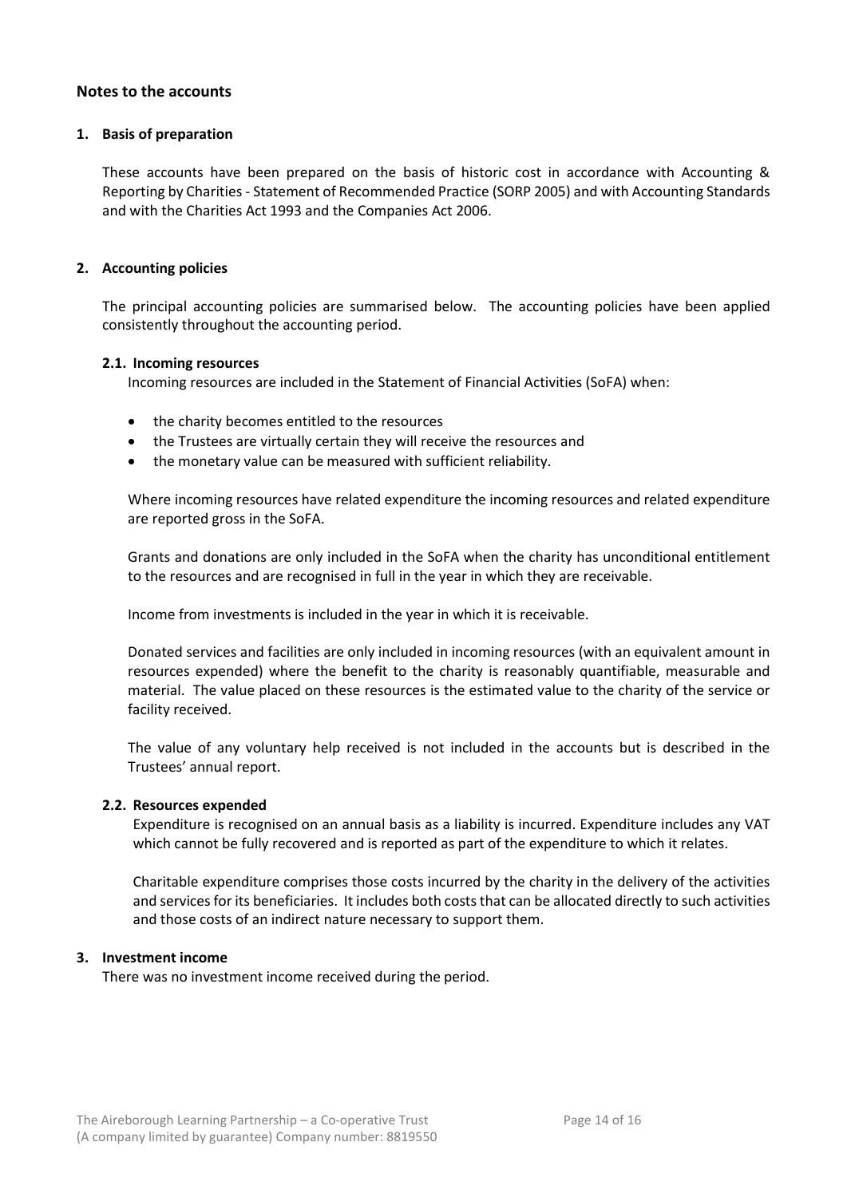## Notes to the accounts

### 1. Basis of preparation

These accounts have been prepared on the basis of historic cost in accordance with Accounting & Reporting by Charities - Statement of Recommended Practice (SORP 2005) and with Accounting Standards and with the Charities Act 1993 and the Companies Act 2006.

### 2. Accounting policies

The principal accounting policies are summarised below. The accounting policies have been applied consistently throughout the accounting period.

#### 2.1. Incoming resources

Incoming resources are included in the Statement of Financial Activities (SoFA) when:

- the charity becomes entitled to the resources
- the Trustees are virtually certain they will receive the resources and
- the monetary value can be measured with sufficient reliability.

Where incoming resources have related expenditure the incoming resources and related expenditure are reported gross in the SoFA.

Grants and donations are only included in the SoFA when the charity has unconditional entitlement to the resources and are recognised in full in the year in which they are receivable.

Income from investments is included in the year in which it is receivable.

Donated services and facilities are only included in incoming resources (with an equivalent amount in resources expended) where the benefit to the charity is reasonably quantifiable, measurable and material. The value placed on these resources is the estimated value to the charity of the service or facility received.

The value of any voluntary help received is not included in the accounts but is described in the Trustees' annual report.

#### 2.2. Resources expended

Expenditure is recognised on an annual basis as a liability is incurred. Expenditure includes any VAT which cannot be fully recovered and is reported as part of the expenditure to which it relates.

Charitable expenditure comprises those costs incurred by the charity in the delivery of the activities and services for its beneficiaries. It includes both costs that can be allocated directly to such activities and those costs of an indirect nature necessary to support them.

### 3. Investment income

There was no investment income received during the period.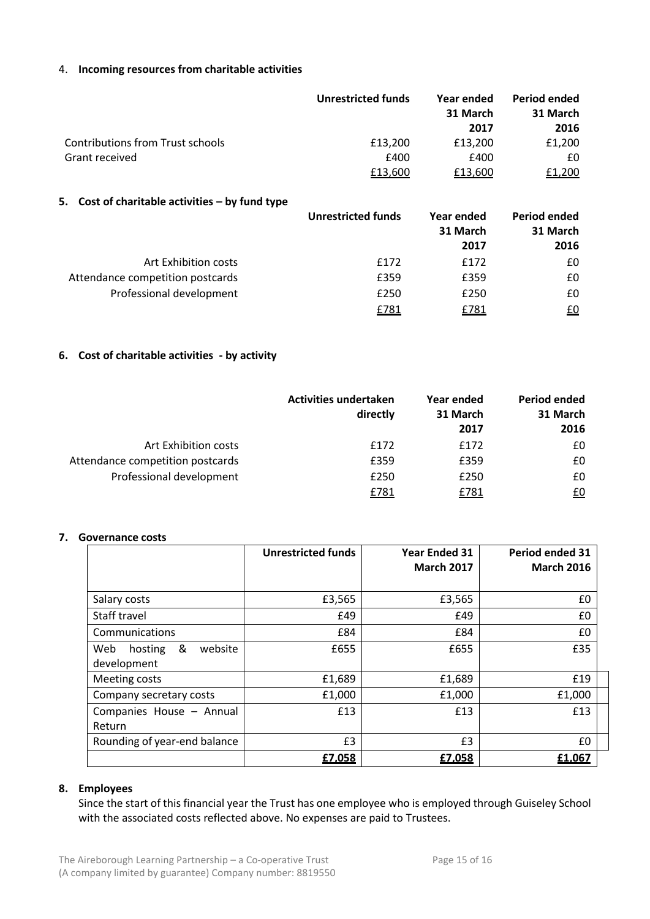4. **Incoming resources from charitable activities**

| | Unrestricted funds | Year ended 31 March 2017 | Period ended 31 March 2016 |
|---|---|---|---|
| Contributions from Trust schools | £13,200 | £13,200 | £1,200 |
| Grant received | £400 | £400 | £0 |
| | £13,600 | £13,600 | £1,200 |

5. **Cost of charitable activities – by fund type**

| | Unrestricted funds | Year ended 31 March 2017 | Period ended 31 March 2016 |
|---|---|---|---|
| Art Exhibition costs | £172 | £172 | £0 |
| Attendance competition postcards | £359 | £359 | £0 |
| Professional development | £250 | £250 | £0 |
| | £781 | £781 | £0 |

6. **Cost of charitable activities - by activity**

| | Activities undertaken directly | Year ended 31 March 2017 | Period ended 31 March 2016 |
|---|---|---|---|
| Art Exhibition costs | £172 | £172 | £0 |
| Attendance competition postcards | £359 | £359 | £0 |
| Professional development | £250 | £250 | £0 |
| | £781 | £781 | £0 |

7. **Governance costs**

| | Unrestricted funds | Year Ended 31 March 2017 | Period ended 31 March 2016 |
|---|---|---|---|
| Salary costs | £3,565 | £3,565 | £0 |
| Staff travel | £49 | £49 | £0 |
| Communications | £84 | £84 | £0 |
| Web hosting & website development | £655 | £655 | £35 |
| Meeting costs | £1,689 | £1,689 | £19 |
| Company secretary costs | £1,000 | £1,000 | £1,000 |
| Companies House – Annual Return | £13 | £13 | £13 |
| Rounding of year-end balance | £3 | £3 | £0 |
| | **£7,058** | **£7,058** | **£1,067** |

8. **Employees**

Since the start of this financial year the Trust has one employee who is employed through Guiseley School with the associated costs reflected above. No expenses are paid to Trustees.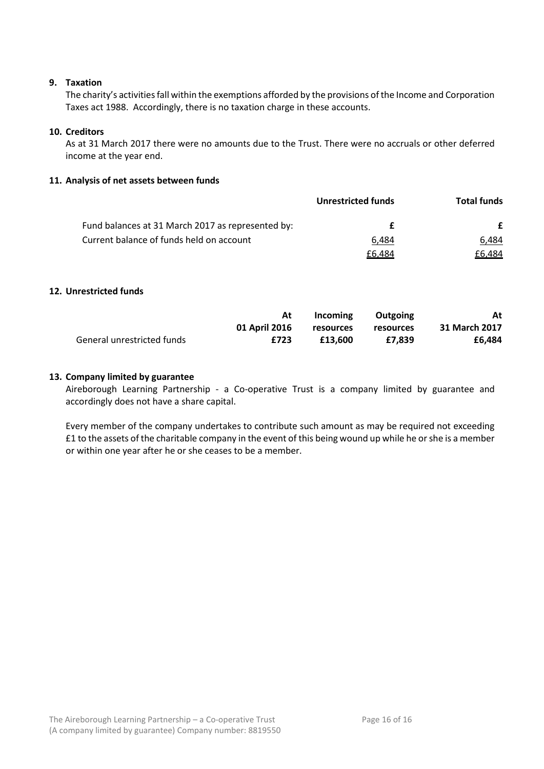**9. Taxation**

The charity's activities fall within the exemptions afforded by the provisions of the Income and Corporation Taxes act 1988. Accordingly, there is no taxation charge in these accounts.

**10. Creditors**

As at 31 March 2017 there were no amounts due to the Trust. There were no accruals or other deferred income at the year end.

**11. Analysis of net assets between funds**

| | Unrestricted funds | Total funds |
|---|---|---|
| Fund balances at 31 March 2017 as represented by: | £ | £ |
| Current balance of funds held on account | 6,484 | 6,484 |
| | £6,484 | £6,484 |

**12. Unrestricted funds**

| | At 01 April 2016 | Incoming resources | Outgoing resources | At 31 March 2017 |
|---|---|---|---|---|
| General unrestricted funds | £723 | £13,600 | £7,839 | £6,484 |

**13. Company limited by guarantee**

Aireborough Learning Partnership - a Co-operative Trust is a company limited by guarantee and accordingly does not have a share capital.

Every member of the company undertakes to contribute such amount as may be required not exceeding £1 to the assets of the charitable company in the event of this being wound up while he or she is a member or within one year after he or she ceases to be a member.